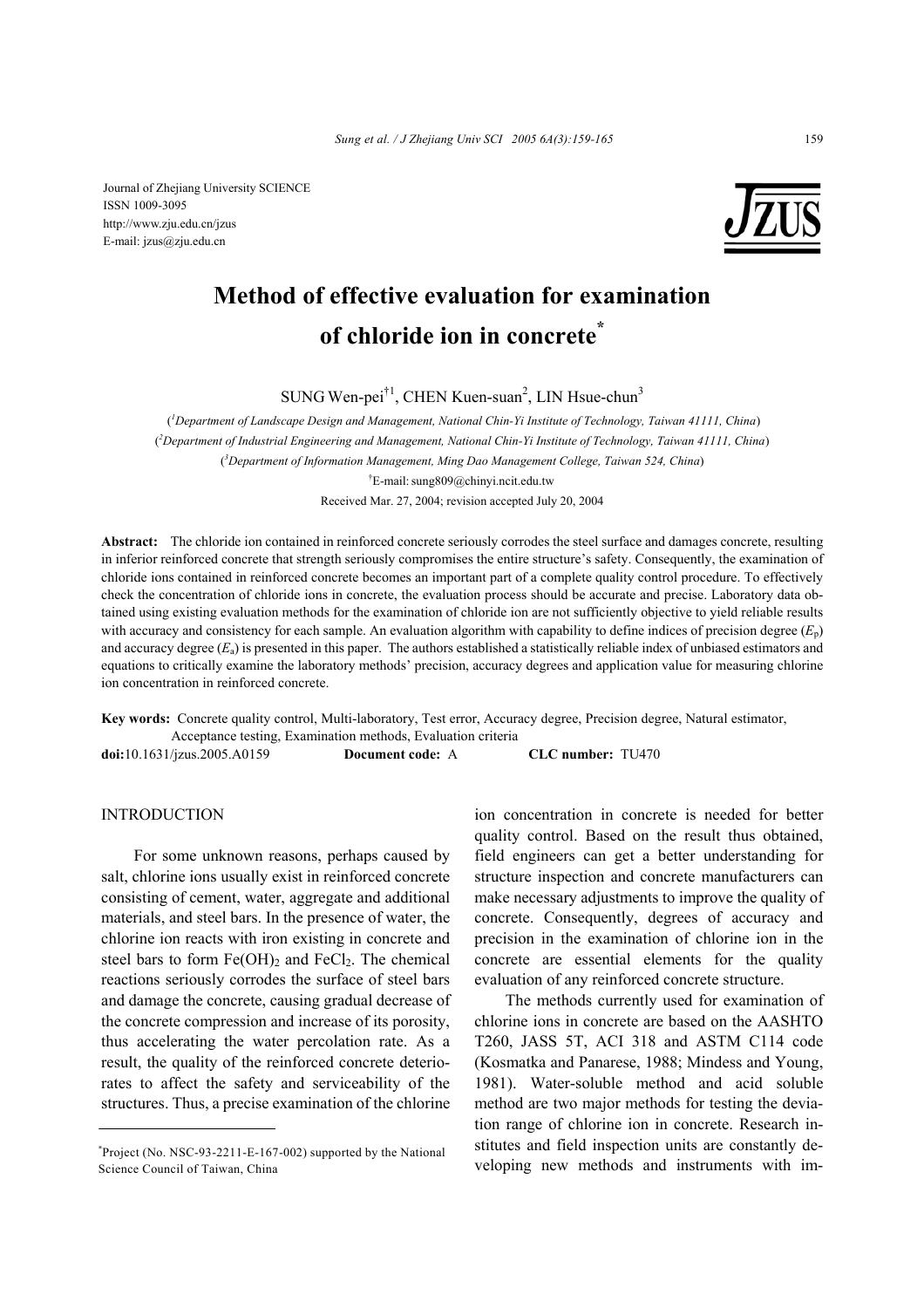Journal of Zhejiang University SCIENCE
ISSN 1009-3095
http://www.zju.edu.cn/jzus
E-mail: jzus@zju.edu.cn

# Method of effective evaluation for examination of chloride ion in concrete*

SUNG Wen-pei[†1], CHEN Kuen-suan[2], LIN Hsue-chun[3]

([1]Department of Landscape Design and Management, National Chin-Yi Institute of Technology, Taiwan 41111, China)
([2]Department of Industrial Engineering and Management, National Chin-Yi Institute of Technology, Taiwan 41111, China)
([3]Department of Information Management, Ming Dao Management College, Taiwan 524, China)
[†]E-mail: sung809@chinyi.ncit.edu.tw
Received Mar. 27, 2004; revision accepted July 20, 2004

**Abstract:** The chloride ion contained in reinforced concrete seriously corrodes the steel surface and damages concrete, resulting in inferior reinforced concrete that strength seriously compromises the entire structure's safety. Consequently, the examination of chloride ions contained in reinforced concrete becomes an important part of a complete quality control procedure. To effectively check the concentration of chloride ions in concrete, the evaluation process should be accurate and precise. Laboratory data obtained using existing evaluation methods for the examination of chloride ion are not sufficiently objective to yield reliable results with accuracy and consistency for each sample. An evaluation algorithm with capability to define indices of precision degree ($E_p$) and accuracy degree ($E_a$) is presented in this paper. The authors established a statistically reliable index of unbiased estimators and equations to critically examine the laboratory methods' precision, accuracy degrees and application value for measuring chlorine ion concentration in reinforced concrete.

**Key words:** Concrete quality control, Multi-laboratory, Test error, Accuracy degree, Precision degree, Natural estimator, Acceptance testing, Examination methods, Evaluation criteria

**doi:**10.1631/jzus.2005.A0159 **Document code:** A **CLC number:** TU470

## INTRODUCTION

For some unknown reasons, perhaps caused by salt, chlorine ions usually exist in reinforced concrete consisting of cement, water, aggregate and additional materials, and steel bars. In the presence of water, the chlorine ion reacts with iron existing in concrete and steel bars to form $Fe(OH)_2$ and $FeCl_2$. The chemical reactions seriously corrodes the surface of steel bars and damage the concrete, causing gradual decrease of the concrete compression and increase of its porosity, thus accelerating the water percolation rate. As a result, the quality of the reinforced concrete deteriorates to affect the safety and serviceability of the structures. Thus, a precise examination of the chlorine ion concentration in concrete is needed for better quality control. Based on the result thus obtained, field engineers can get a better understanding for structure inspection and concrete manufacturers can make necessary adjustments to improve the quality of concrete. Consequently, degrees of accuracy and precision in the examination of chlorine ion in the concrete are essential elements for the quality evaluation of any reinforced concrete structure.

The methods currently used for examination of chlorine ions in concrete are based on the AASHTO T260, JASS 5T, ACI 318 and ASTM C114 code (Kosmatka and Panarese, 1988; Mindess and Young, 1981). Water-soluble method and acid soluble method are two major methods for testing the deviation range of chlorine ion in concrete. Research institutes and field inspection units are constantly developing new methods and instruments with im-

*Project (No. NSC-93-2211-E-167-002) supported by the National Science Council of Taiwan, China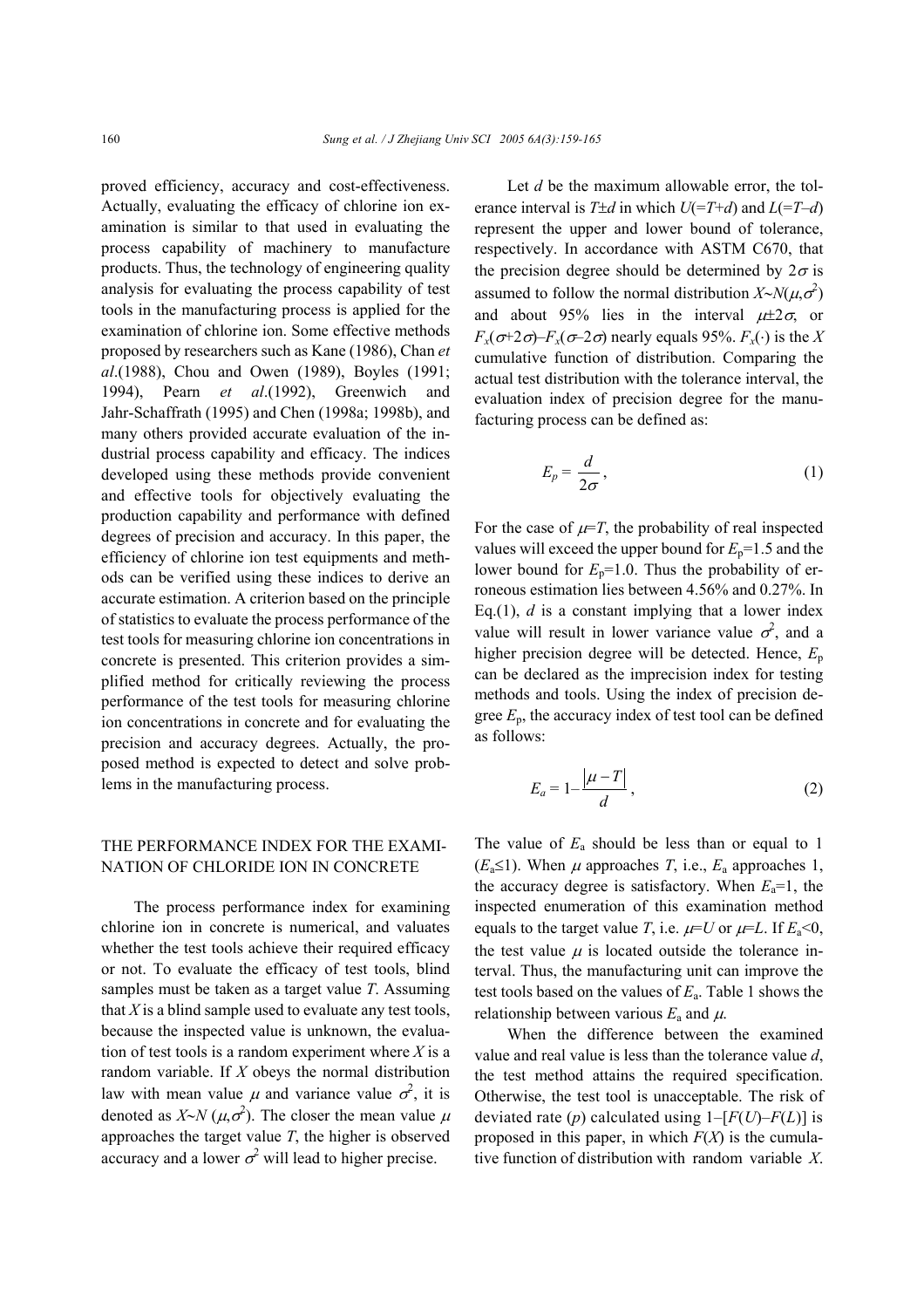proved efficiency, accuracy and cost-effectiveness. Actually, evaluating the efficacy of chlorine ion examination is similar to that used in evaluating the process capability of machinery to manufacture products. Thus, the technology of engineering quality analysis for evaluating the process capability of test tools in the manufacturing process is applied for the examination of chlorine ion. Some effective methods proposed by researchers such as Kane (1986), Chan *et al*.(1988), Chou and Owen (1989), Boyles (1991; 1994), Pearn *et al*.(1992), Greenwich and Jahr-Schaffrath (1995) and Chen (1998a; 1998b), and many others provided accurate evaluation of the industrial process capability and efficacy. The indices developed using these methods provide convenient and effective tools for objectively evaluating the production capability and performance with defined degrees of precision and accuracy. In this paper, the efficiency of chlorine ion test equipments and methods can be verified using these indices to derive an accurate estimation. A criterion based on the principle of statistics to evaluate the process performance of the test tools for measuring chlorine ion concentrations in concrete is presented. This criterion provides a simplified method for critically reviewing the process performance of the test tools for measuring chlorine ion concentrations in concrete and for evaluating the precision and accuracy degrees. Actually, the proposed method is expected to detect and solve problems in the manufacturing process.

## THE PERFORMANCE INDEX FOR THE EXAMINATION OF CHLORIDE ION IN CONCRETE

The process performance index for examining chlorine ion in concrete is numerical, and valuates whether the test tools achieve their required efficacy or not. To evaluate the efficacy of test tools, blind samples must be taken as a target value $T$. Assuming that $X$ is a blind sample used to evaluate any test tools, because the inspected value is unknown, the evaluation of test tools is a random experiment where $X$ is a random variable. If $X$ obeys the normal distribution law with mean value $\mu$ and variance value $\sigma^2$, it is denoted as $X\sim N(\mu,\sigma^2)$. The closer the mean value $\mu$ approaches the target value $T$, the higher is observed accuracy and a lower $\sigma^2$ will lead to higher precise.

Let $d$ be the maximum allowable error, the tolerance interval is $T\pm d$ in which $U(=T+d)$ and $L(=T-d)$ represent the upper and lower bound of tolerance, respectively. In accordance with ASTM C670, that the precision degree should be determined by $2\sigma$ is assumed to follow the normal distribution $X\sim N(\mu,\sigma^2)$ and about 95% lies in the interval $\mu\pm2\sigma$, or $F_x(\sigma+2\sigma)-F_x(\sigma-2\sigma)$ nearly equals 95%. $F_x(\cdot)$ is the $X$ cumulative function of distribution. Comparing the actual test distribution with the tolerance interval, the evaluation index of precision degree for the manufacturing process can be defined as:

$$E_p = \frac{d}{2\sigma}, \tag{1}$$

For the case of $\mu=T$, the probability of real inspected values will exceed the upper bound for $E_p=1.5$ and the lower bound for $E_p=1.0$. Thus the probability of erroneous estimation lies between 4.56% and 0.27%. In Eq.(1), $d$ is a constant implying that a lower index value will result in lower variance value $\sigma^2$, and a higher precision degree will be detected. Hence, $E_p$ can be declared as the imprecision index for testing methods and tools. Using the index of precision degree $E_p$, the accuracy index of test tool can be defined as follows:

$$E_a = 1-\frac{|\mu-T|}{d}, \tag{2}$$

The value of $E_a$ should be less than or equal to 1 ($E_a\leq1$). When $\mu$ approaches $T$, i.e., $E_a$ approaches 1, the accuracy degree is satisfactory. When $E_a=1$, the inspected enumeration of this examination method equals to the target value $T$, i.e. $\mu=U$ or $\mu=L$. If $E_a<0$, the test value $\mu$ is located outside the tolerance interval. Thus, the manufacturing unit can improve the test tools based on the values of $E_a$. Table 1 shows the relationship between various $E_a$ and $\mu$.

When the difference between the examined value and real value is less than the tolerance value $d$, the test method attains the required specification. Otherwise, the test tool is unacceptable. The risk of deviated rate ($p$) calculated using $1-[F(U)-F(L)]$ is proposed in this paper, in which $F(X)$ is the cumulative function of distribution with random variable $X$.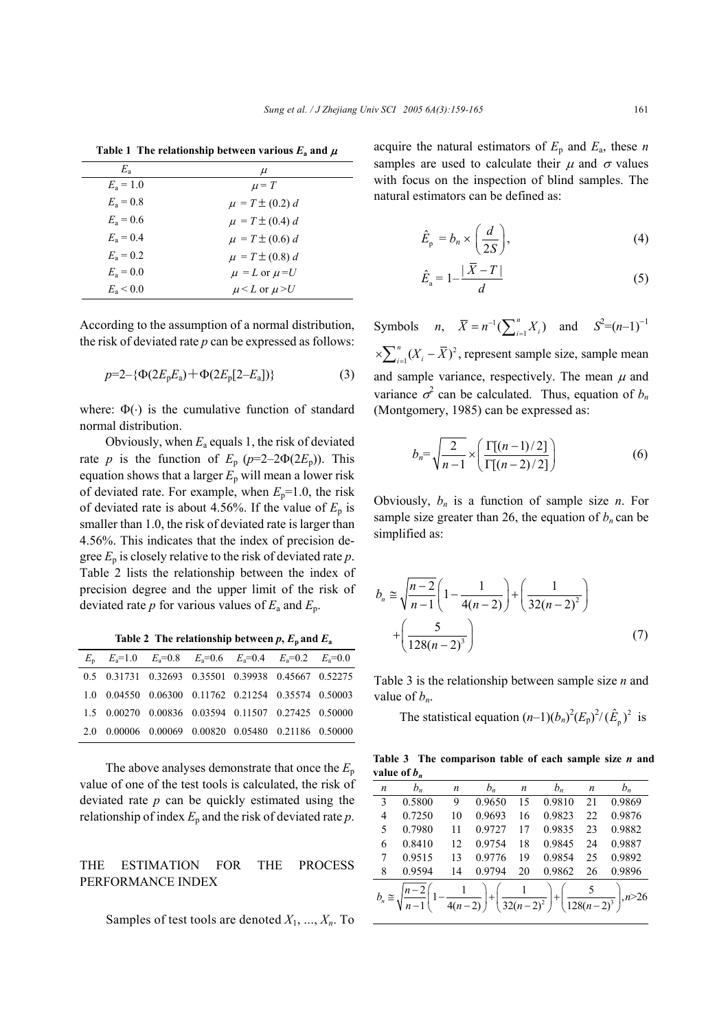**Table 1 The relationship between various $E_a$ and $\mu$**

| $E_a$ | $\mu$ |
|---|---|
| $E_a = 1.0$ | $\mu = T$ |
| $E_a = 0.8$ | $\mu = T \pm (0.2)\, d$ |
| $E_a = 0.6$ | $\mu = T \pm (0.4)\, d$ |
| $E_a = 0.4$ | $\mu = T \pm (0.6)\, d$ |
| $E_a = 0.2$ | $\mu = T \pm (0.8)\, d$ |
| $E_a = 0.0$ | $\mu = L$ or $\mu = U$ |
| $E_a < 0.0$ | $\mu < L$ or $\mu > U$ |

According to the assumption of a normal distribution, the risk of deviated rate $p$ can be expressed as follows:

$$p=2-\{\Phi(2E_pE_a)+\Phi(2E_p[2-E_a])\} \tag{3}$$

where: $\Phi(\cdot)$ is the cumulative function of standard normal distribution.

Obviously, when $E_a$ equals 1, the risk of deviated rate $p$ is the function of $E_p$ ($p=2-2\Phi(2E_p)$). This equation shows that a larger $E_p$ will mean a lower risk of deviated rate. For example, when $E_p=1.0$, the risk of deviated rate is about 4.56%. If the value of $E_p$ is smaller than 1.0, the risk of deviated rate is larger than 4.56%. This indicates that the index of precision degree $E_p$ is closely relative to the risk of deviated rate $p$. Table 2 lists the relationship between the index of precision degree and the upper limit of the risk of deviated rate $p$ for various values of $E_a$ and $E_p$.

**Table 2 The relationship between $p$, $E_p$ and $E_a$**

| $E_p$ | $E_a$=1.0 | $E_a$=0.8 | $E_a$=0.6 | $E_a$=0.4 | $E_a$=0.2 | $E_a$=0.0 |
|---|---|---|---|---|---|---|
| 0.5 | 0.31731 | 0.32693 | 0.35501 | 0.39938 | 0.45667 | 0.52275 |
| 1.0 | 0.04550 | 0.06300 | 0.11762 | 0.21254 | 0.35574 | 0.50003 |
| 1.5 | 0.00270 | 0.00836 | 0.03594 | 0.11507 | 0.27425 | 0.50000 |
| 2.0 | 0.00006 | 0.00069 | 0.00820 | 0.05480 | 0.21186 | 0.50000 |

The above analyses demonstrate that once the $E_p$ value of one of the test tools is calculated, the risk of deviated rate $p$ can be quickly estimated using the relationship of index $E_p$ and the risk of deviated rate $p$.

## THE ESTIMATION FOR THE PROCESS PERFORMANCE INDEX

Samples of test tools are denoted $X_1, ..., X_n$. To acquire the natural estimators of $E_p$ and $E_a$, these $n$ samples are used to calculate their $\mu$ and $\sigma$ values with focus on the inspection of blind samples. The natural estimators can be defined as:

$$\hat{E}_p = b_n \times \left(\frac{d}{2S}\right), \tag{4}$$

$$\hat{E}_a = 1-\frac{|\bar{X}-T|}{d} \tag{5}$$

Symbols $n$, $\bar{X}=n^{-1}(\sum_{i=1}^{n}X_i)$ and $S^2=(n-1)^{-1}\times\sum_{i=1}^{n}(X_i-\bar{X})^2$, represent sample size, sample mean and sample variance, respectively. The mean $\mu$ and variance $\sigma^2$ can be calculated. Thus, equation of $b_n$ (Montgomery, 1985) can be expressed as:

$$b_n=\sqrt{\frac{2}{n-1}}\times\left(\frac{\Gamma[(n-1)/2]}{\Gamma[(n-2)/2]}\right) \tag{6}$$

Obviously, $b_n$ is a function of sample size $n$. For sample size greater than 26, the equation of $b_n$ can be simplified as:

$$b_n \cong \sqrt{\frac{n-2}{n-1}}\left(1-\frac{1}{4(n-2)}\right)+\left(\frac{1}{32(n-2)^2}\right)+\left(\frac{5}{128(n-2)^3}\right) \tag{7}$$

Table 3 is the relationship between sample size $n$ and value of $b_n$.

The statistical equation $(n-1)(b_n)^2(E_p)^2/(\hat{E}_p)^2$ is

**Table 3 The comparison table of each sample size $n$ and value of $b_n$**

| $n$ | $b_n$ | $n$ | $b_n$ | $n$ | $b_n$ | $n$ | $b_n$ |
|---|---|---|---|---|---|---|---|
| 3 | 0.5800 | 9 | 0.9650 | 15 | 0.9810 | 21 | 0.9869 |
| 4 | 0.7250 | 10 | 0.9693 | 16 | 0.9823 | 22 | 0.9876 |
| 5 | 0.7980 | 11 | 0.9727 | 17 | 0.9835 | 23 | 0.9882 |
| 6 | 0.8410 | 12 | 0.9754 | 18 | 0.9845 | 24 | 0.9887 |
| 7 | 0.9515 | 13 | 0.9776 | 19 | 0.9854 | 25 | 0.9892 |
| 8 | 0.9594 | 14 | 0.9794 | 20 | 0.9862 | 26 | 0.9896 |

$b_n \cong \sqrt{\frac{n-2}{n-1}}\left(1-\frac{1}{4(n-2)}\right)+\left(\frac{1}{32(n-2)^2}\right)+\left(\frac{5}{128(n-2)^3}\right), n>26$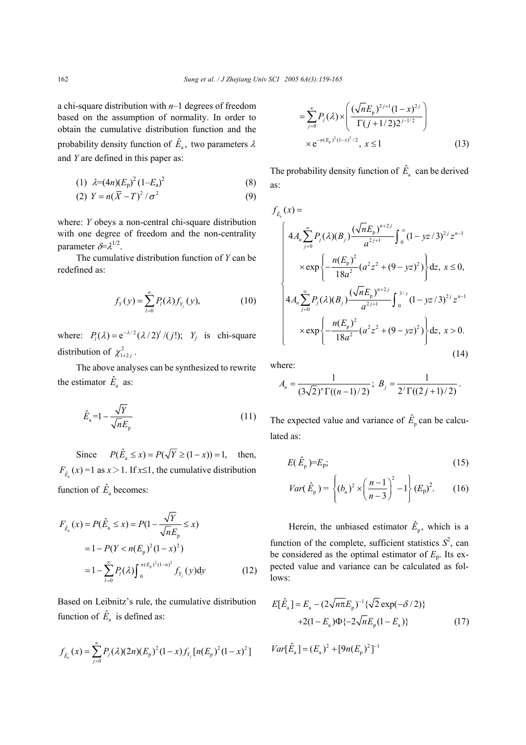a chi-square distribution with $n$–1 degrees of freedom based on the assumption of normality. In order to obtain the cumulative distribution function and the probability density function of $\hat{E}_a$, two parameters $\lambda$ and $Y$ are defined in this paper as:

$$(1)\ \lambda=(4n)(E_p)^2(1-E_a)^2 \tag{8}$$

$$(2)\ Y=n(\overline{X}-T)^2/\sigma^2 \tag{9}$$

where: $Y$ obeys a non-central chi-square distribution with one degree of freedom and the non-centrality parameter $\delta=\lambda^{1/2}$.

The cumulative distribution function of $Y$ can be redefined as:

$$f_Y(y)=\sum_{l=0}^{\infty}P_l(\lambda)f_{Y_j}(y), \tag{10}$$

where: $P_l(\lambda)=\mathrm{e}^{-\lambda/2}(\lambda/2)^l/(j!)$; $Y_j$ is chi-square distribution of $\chi^2_{1+2j}$.

The above analyses can be synthesized to rewrite the estimator $\hat{E}_a$ as:

$$\hat{E}_a=1-\frac{\sqrt{Y}}{\sqrt{n}E_p} \tag{11}$$

Since $P(\hat{E}_a\le x)=P(\sqrt{Y}\ge(1-x))=1,$ then, $F_{\hat{E}_a}(x)=1$ as $x>1$. If $x\le1$, the cumulative distribution function of $\hat{E}_a$ becomes:

$$\begin{aligned}F_{\hat{E}_a}(x)&=P(\hat{E}_a\le x)=P(1-\frac{\sqrt{Y}}{\sqrt{n}E_p}\le x)\\&=1-P(Y<n(E_p)^2(1-x)^2)\\&=1-\sum_{l=0}^{\infty}P_l(\lambda)\int_0^{n(E_p)^2(1-n)^2}f_{Y_j}(y)\mathrm{d}y\end{aligned} \tag{12}$$

Based on Leibnitz's rule, the cumulative distribution function of $\hat{E}_a$ is defined as:

$$\begin{aligned}f_{\hat{E}_a}(x)&=\sum_{j=0}^{\infty}P_j(\lambda)(2n)(E_p)^2(1-x)f_{Y_j}[n(E_p)^2(1-x)^2]\\&=\sum_{j=0}^{\infty}P_j(\lambda)\times\left(\frac{(\sqrt{n}E_p)^{2j+1}(1-x)^{2j}}{\Gamma(j+1/2)2^{j-1/2}}\right)\\&\quad\times\mathrm{e}^{-n(E_p)^2(1-x)^2/2},\ x\le1\end{aligned} \tag{13}$$

The probability density function of $\hat{E}_a$ can be derived as:

$$f_{\hat{E}_a}(x)=\begin{cases}4A_n\sum_{j=0}^{\infty}P_j(\lambda)(B_j)\dfrac{(\sqrt{n}E_p)^{n+2j}}{a^{2j+1}}\displaystyle\int_0^{\infty}(1-yz/3)^{2j}z^{n-1}\\\quad\times\exp\left\{-\dfrac{n(E_p)^2}{18a^2}(a^2z^2+(9-yz)^2)\right\}\mathrm{d}z,\ x\le0,\\4A_n\sum_{j=0}^{\infty}P_j(\lambda)(B_j)\dfrac{(\sqrt{n}E_p)^{n+2j}}{a^{2j+1}}\displaystyle\int_0^{3/y}(1-yz/3)^{2j}z^{n-1}\\\quad\times\exp\left\{-\dfrac{n(E_p)^2}{18a^2}(a^2z^2+(9-yz)^2)\right\}\mathrm{d}z,\ x>0.\end{cases} \tag{14}$$

where:

$$A_n=\frac{1}{(3\sqrt{2})^n\Gamma((n-1)/2)};\ B_j=\frac{1}{2^j\Gamma((2j+1)/2)}.$$

The expected value and variance of $\hat{E}_p$ can be calculated as:

$$E(\hat{E}_p)=E_p; \tag{15}$$

$$Var(\hat{E}_p)=\left\{(b_n)^2\times\left(\frac{n-1}{n-3}\right)^2-1\right\}(E_p)^2. \tag{16}$$

Herein, the unbiased estimator $\hat{E}_p$, which is a function of the complete, sufficient statistics $S^2$, can be considered as the optimal estimator of $E_p$. Its expected value and variance can be calculated as follows:

$$\begin{aligned}E[\hat{E}_a]&=E_a-(2\sqrt{n\pi}E_p)^{-1}\{\sqrt{2}\exp(-\delta/2)\}\\&\quad+2(1-E_a)\Phi\{-2\sqrt{n}E_p(1-E_a)\}\end{aligned} \tag{17}$$

$$Var[\hat{E}_a]=(E_a)^2+[9n(E_p)^2]^{-1}$$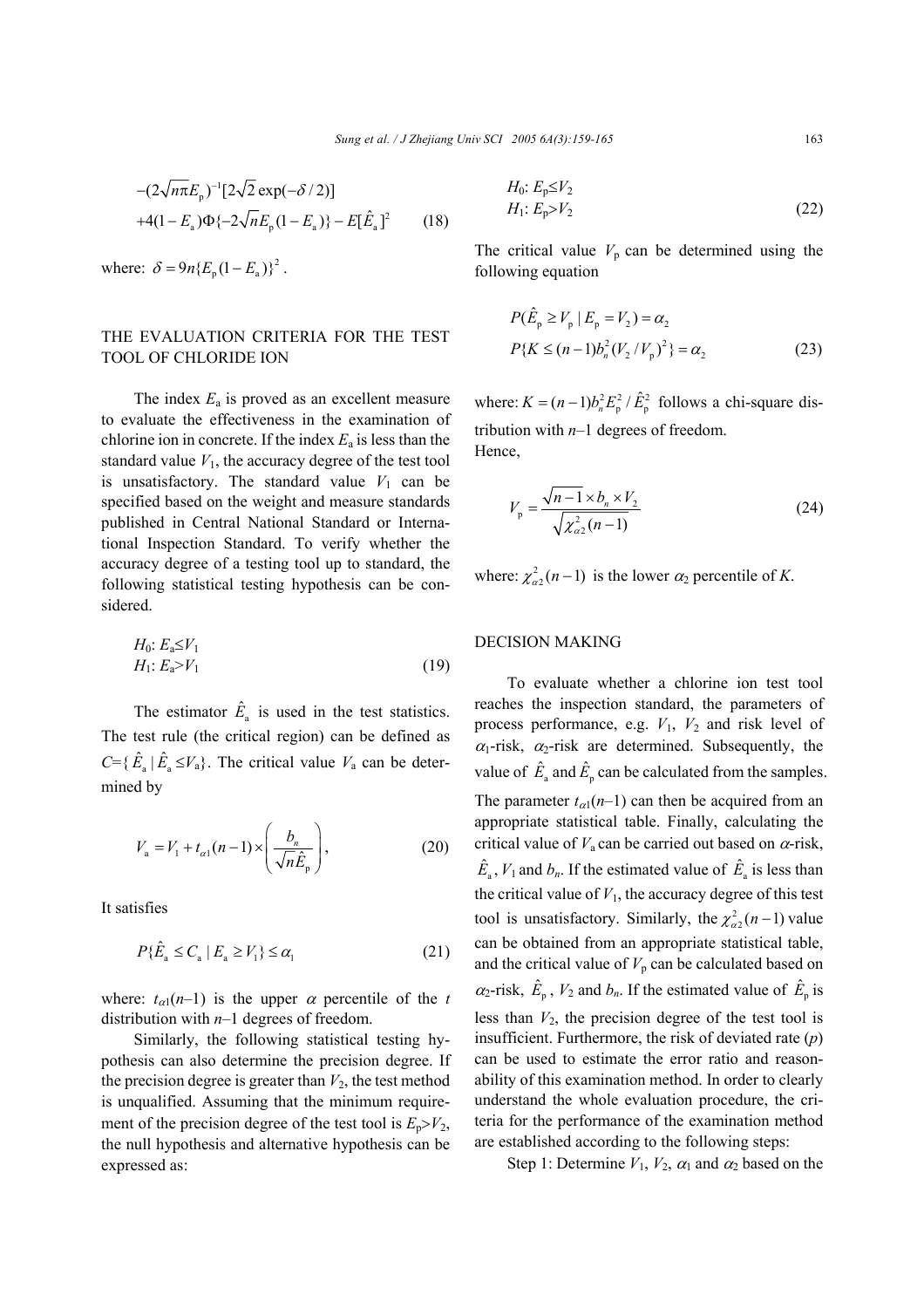$$-(2\sqrt{n\pi}E_{\mathrm{p}})^{-1}[2\sqrt{2}\exp(-\delta/2)]$$
$$+4(1-E_{\mathrm{a}})\Phi\{-2\sqrt{n}E_{\mathrm{p}}(1-E_{\mathrm{a}})\}-E[\hat{E}_{\mathrm{a}}]^{2} \tag{18}$$

where: $\delta = 9n\{E_{\mathrm{p}}(1-E_{\mathrm{a}})\}^{2}$.

## THE EVALUATION CRITERIA FOR THE TEST TOOL OF CHLORIDE ION

The index $E_{\mathrm{a}}$ is proved as an excellent measure to evaluate the effectiveness in the examination of chlorine ion in concrete. If the index $E_{\mathrm{a}}$ is less than the standard value $V_1$, the accuracy degree of the test tool is unsatisfactory. The standard value $V_1$ can be specified based on the weight and measure standards published in Central National Standard or International Inspection Standard. To verify whether the accuracy degree of a testing tool up to standard, the following statistical testing hypothesis can be considered.

$$H_0: E_{\mathrm{a}} \le V_1$$
$$H_1: E_{\mathrm{a}} > V_1 \tag{19}$$

The estimator $\hat{E}_{\mathrm{a}}$ is used in the test statistics. The test rule (the critical region) can be defined as $C=\{\hat{E}_{\mathrm{a}} \mid \hat{E}_{\mathrm{a}} \le V_{\mathrm{a}}\}$. The critical value $V_{\mathrm{a}}$ can be determined by

$$V_{\mathrm{a}} = V_1 + t_{\alpha 1}(n-1)\times\left(\frac{b_n}{\sqrt{n}\hat{E}_{\mathrm{p}}}\right), \tag{20}$$

It satisfies

$$P\{\hat{E}_{\mathrm{a}} \le C_{\mathrm{a}} \mid E_{\mathrm{a}} \ge V_1\} \le \alpha_1 \tag{21}$$

where: $t_{\alpha 1}(n-1)$ is the upper $\alpha$ percentile of the $t$ distribution with $n-1$ degrees of freedom.

Similarly, the following statistical testing hypothesis can also determine the precision degree. If the precision degree is greater than $V_2$, the test method is unqualified. Assuming that the minimum requirement of the precision degree of the test tool is $E_{\mathrm{p}}>V_2$, the null hypothesis and alternative hypothesis can be expressed as:

$$H_0: E_{\mathrm{p}} \le V_2$$
$$H_1: E_{\mathrm{p}} > V_2 \tag{22}$$

The critical value $V_{\mathrm{p}}$ can be determined using the following equation

$$P(\hat{E}_{\mathrm{p}} \ge V_{\mathrm{p}} \mid E_{\mathrm{p}} = V_2) = \alpha_2$$
$$P\{K \le (n-1)b_n^2 (V_2/V_{\mathrm{p}})^2\} = \alpha_2 \tag{23}$$

where: $K=(n-1)b_n^2 E_{\mathrm{p}}^2/\hat{E}_{\mathrm{p}}^2$ follows a chi-square distribution with $n-1$ degrees of freedom.
Hence,

$$V_{\mathrm{p}} = \frac{\sqrt{n-1}\times b_n \times V_2}{\sqrt{\chi^2_{\alpha 2}(n-1)}} \tag{24}$$

where: $\chi^2_{\alpha 2}(n-1)$ is the lower $\alpha_2$ percentile of $K$.

## DECISION MAKING

To evaluate whether a chlorine ion test tool reaches the inspection standard, the parameters of process performance, e.g. $V_1$, $V_2$ and risk level of $\alpha_1$-risk, $\alpha_2$-risk are determined. Subsequently, the value of $\hat{E}_{\mathrm{a}}$ and $\hat{E}_{\mathrm{p}}$ can be calculated from the samples. The parameter $t_{\alpha 1}(n-1)$ can then be acquired from an appropriate statistical table. Finally, calculating the critical value of $V_{\mathrm{a}}$ can be carried out based on $\alpha$-risk, $\hat{E}_{\mathrm{a}}$, $V_1$ and $b_n$. If the estimated value of $\hat{E}_{\mathrm{a}}$ is less than the critical value of $V_1$, the accuracy degree of this test tool is unsatisfactory. Similarly, the $\chi^2_{\alpha 2}(n-1)$ value can be obtained from an appropriate statistical table, and the critical value of $V_{\mathrm{p}}$ can be calculated based on $\alpha_2$-risk, $\hat{E}_{\mathrm{p}}$, $V_2$ and $b_n$. If the estimated value of $\hat{E}_{\mathrm{p}}$ is less than $V_2$, the precision degree of the test tool is insufficient. Furthermore, the risk of deviated rate ($p$) can be used to estimate the error ratio and reasonability of this examination method. In order to clearly understand the whole evaluation procedure, the criteria for the performance of the examination method are established according to the following steps:

Step 1: Determine $V_1$, $V_2$, $\alpha_1$ and $\alpha_2$ based on the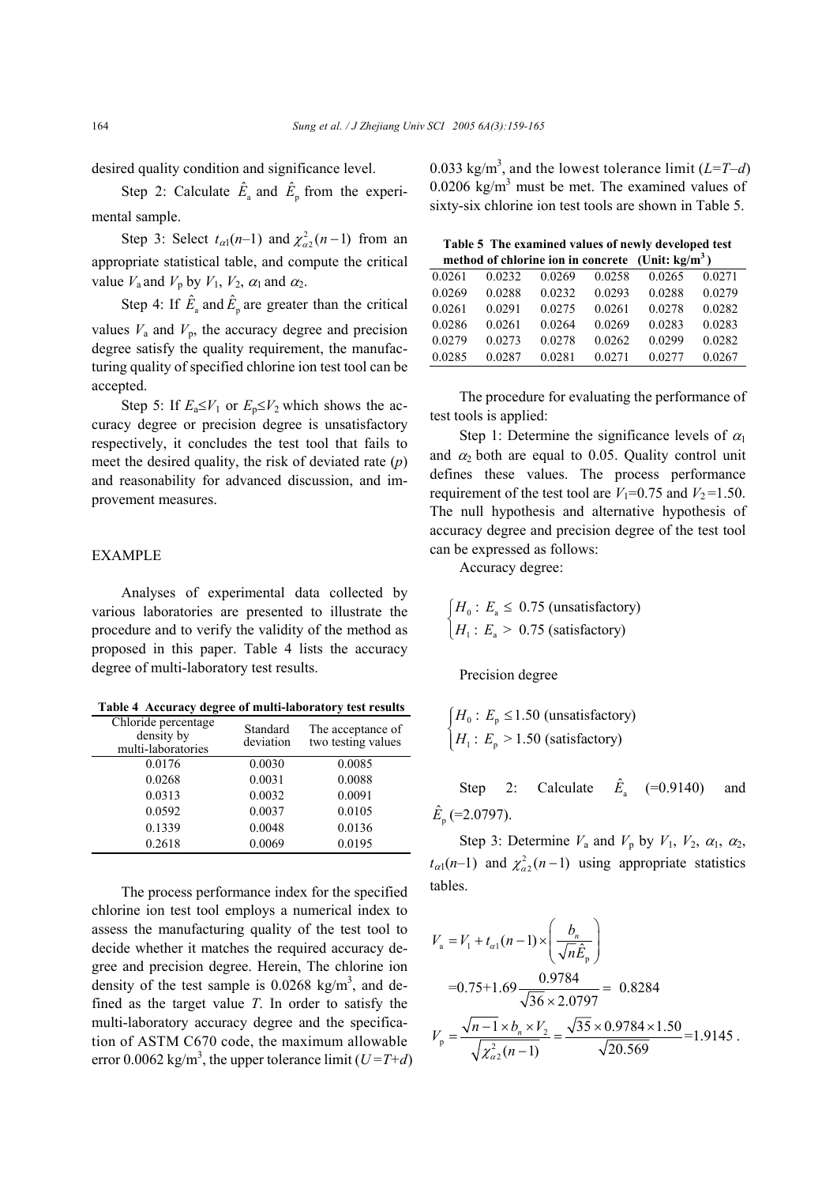desired quality condition and significance level.

Step 2: Calculate $\hat{E}_a$ and $\hat{E}_p$ from the experimental sample.

Step 3: Select $t_{\alpha 1}(n-1)$ and $\chi^2_{\alpha 2}(n-1)$ from an appropriate statistical table, and compute the critical value $V_a$ and $V_p$ by $V_1$, $V_2$, $\alpha_1$ and $\alpha_2$.

Step 4: If $\hat{E}_a$ and $\hat{E}_p$ are greater than the critical values $V_a$ and $V_p$, the accuracy degree and precision degree satisfy the quality requirement, the manufacturing quality of specified chlorine ion test tool can be accepted.

Step 5: If $E_a \le V_1$ or $E_p \le V_2$ which shows the accuracy degree or precision degree is unsatisfactory respectively, it concludes the test tool that fails to meet the desired quality, the risk of deviated rate ($p$) and reasonability for advanced discussion, and improvement measures.

## EXAMPLE

Analyses of experimental data collected by various laboratories are presented to illustrate the procedure and to verify the validity of the method as proposed in this paper. Table 4 lists the accuracy degree of multi-laboratory test results.

**Table 4 Accuracy degree of multi-laboratory test results**

| Chloride percentage density by multi-laboratories | Standard deviation | The acceptance of two testing values |
|---|---|---|
| 0.0176 | 0.0030 | 0.0085 |
| 0.0268 | 0.0031 | 0.0088 |
| 0.0313 | 0.0032 | 0.0091 |
| 0.0592 | 0.0037 | 0.0105 |
| 0.1339 | 0.0048 | 0.0136 |
| 0.2618 | 0.0069 | 0.0195 |

The process performance index for the specified chlorine ion test tool employs a numerical index to assess the manufacturing quality of the test tool to decide whether it matches the required accuracy degree and precision degree. Herein, The chlorine ion density of the test sample is 0.0268 kg/m$^3$, and defined as the target value $T$. In order to satisfy the multi-laboratory accuracy degree and the specification of ASTM C670 code, the maximum allowable error 0.0062 kg/m$^3$, the upper tolerance limit ($U=T+d$) 0.033 kg/m$^3$, and the lowest tolerance limit ($L=T-d$) 0.0206 kg/m$^3$ must be met. The examined values of sixty-six chlorine ion test tools are shown in Table 5.

**Table 5 The examined values of newly developed test method of chlorine ion in concrete (Unit: kg/m$^3$)**

| | | | | | |
|---|---|---|---|---|---|
| 0.0261 | 0.0232 | 0.0269 | 0.0258 | 0.0265 | 0.0271 |
| 0.0269 | 0.0288 | 0.0232 | 0.0293 | 0.0288 | 0.0279 |
| 0.0261 | 0.0291 | 0.0275 | 0.0261 | 0.0278 | 0.0282 |
| 0.0286 | 0.0261 | 0.0264 | 0.0269 | 0.0283 | 0.0283 |
| 0.0279 | 0.0273 | 0.0278 | 0.0262 | 0.0299 | 0.0282 |
| 0.0285 | 0.0287 | 0.0281 | 0.0271 | 0.0277 | 0.0267 |

The procedure for evaluating the performance of test tools is applied:

Step 1: Determine the significance levels of $\alpha_1$ and $\alpha_2$ both are equal to 0.05. Quality control unit defines these values. The process performance requirement of the test tool are $V_1$=0.75 and $V_2$=1.50. The null hypothesis and alternative hypothesis of accuracy degree and precision degree of the test tool can be expressed as follows:

Accuracy degree:

$$\begin{cases} H_0: E_a \le 0.75 \text{ (unsatisfactory)} \\ H_1: E_a > 0.75 \text{ (satisfactory)} \end{cases}$$

Precision degree

$$\begin{cases} H_0: E_p \le 1.50 \text{ (unsatisfactory)} \\ H_1: E_p > 1.50 \text{ (satisfactory)} \end{cases}$$

Step 2: Calculate $\hat{E}_a$ (=0.9140) and $\hat{E}_p$ (=2.0797).

Step 3: Determine $V_a$ and $V_p$ by $V_1$, $V_2$, $\alpha_1$, $\alpha_2$, $t_{\alpha 1}(n-1)$ and $\chi^2_{\alpha 2}(n-1)$ using appropriate statistics tables.

$$V_a = V_1 + t_{\alpha 1}(n-1) \times \left( \frac{b_n}{\sqrt{n}\hat{E}_p} \right)$$

$$=0.75+1.69\frac{0.9784}{\sqrt{36}\times 2.0797} = 0.8284$$

$$V_p = \frac{\sqrt{n-1}\times b_n \times V_2}{\sqrt{\chi^2_{\alpha 2}(n-1)}} = \frac{\sqrt{35}\times 0.9784\times 1.50}{\sqrt{20.569}} = 1.9145 .$$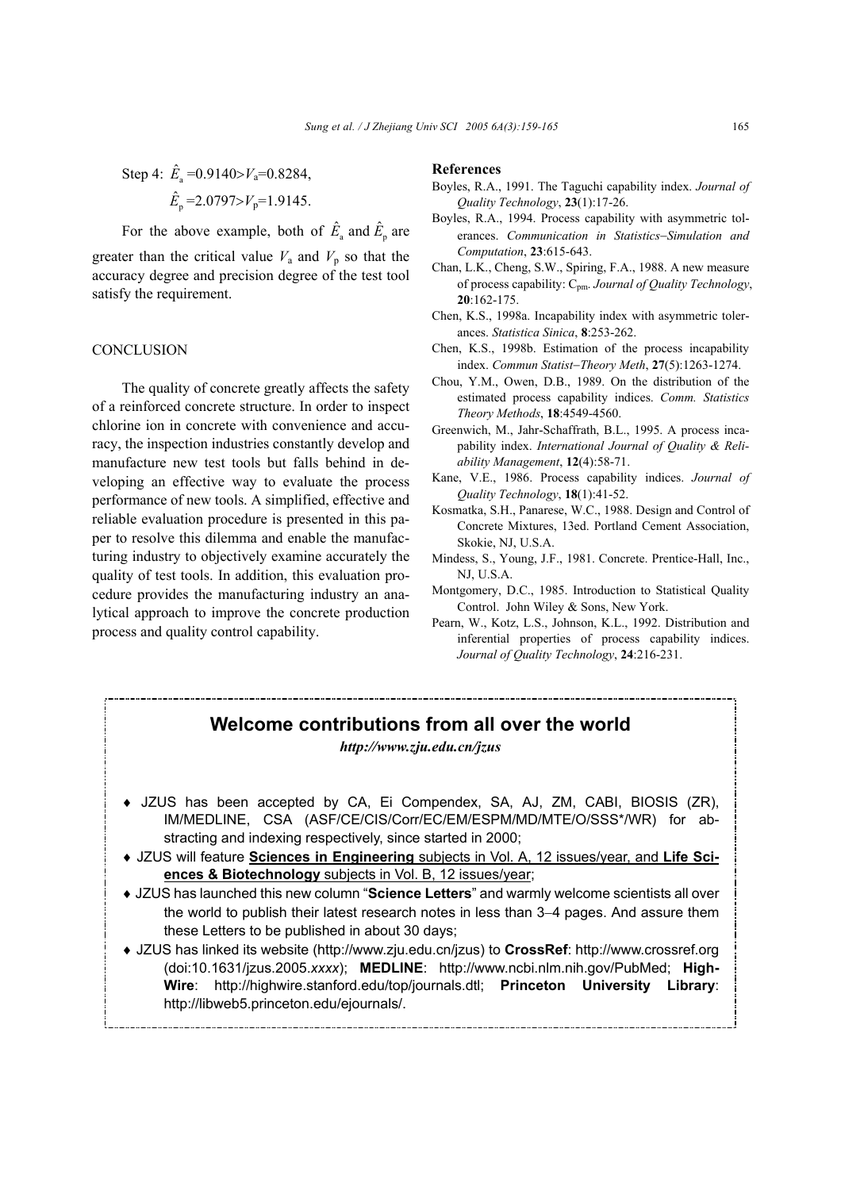Step 4: $\hat{E}_a = 0.9140 > V_a = 0.8284$,

$\hat{E}_p = 2.0797 > V_p = 1.9145$.

For the above example, both of $\hat{E}_a$ and $\hat{E}_p$ are greater than the critical value $V_a$ and $V_p$ so that the accuracy degree and precision degree of the test tool satisfy the requirement.

## CONCLUSION

The quality of concrete greatly affects the safety of a reinforced concrete structure. In order to inspect chlorine ion in concrete with convenience and accuracy, the inspection industries constantly develop and manufacture new test tools but falls behind in developing an effective way to evaluate the process performance of new tools. A simplified, effective and reliable evaluation procedure is presented in this paper to resolve this dilemma and enable the manufacturing industry to objectively examine accurately the quality of test tools. In addition, this evaluation procedure provides the manufacturing industry an analytical approach to improve the concrete production process and quality control capability.

## References

Boyles, R.A., 1991. The Taguchi capability index. *Journal of Quality Technology*, **23**(1):17-26.

Boyles, R.A., 1994. Process capability with asymmetric tolerances. *Communication in Statistics−Simulation and Computation*, **23**:615-643.

Chan, L.K., Cheng, S.W., Spiring, F.A., 1988. A new measure of process capability: $C_{pm}$. *Journal of Quality Technology*, **20**:162-175.

Chen, K.S., 1998a. Incapability index with asymmetric tolerances. *Statistica Sinica*, **8**:253-262.

Chen, K.S., 1998b. Estimation of the process incapability index. *Commun Statist−Theory Meth*, **27**(5):1263-1274.

Chou, Y.M., Owen, D.B., 1989. On the distribution of the estimated process capability indices. *Comm. Statistics Theory Methods*, **18**:4549-4560.

Greenwich, M., Jahr-Schaffrath, B.L., 1995. A process incapability index. *International Journal of Quality & Reliability Management*, **12**(4):58-71.

Kane, V.E., 1986. Process capability indices. *Journal of Quality Technology*, **18**(1):41-52.

Kosmatka, S.H., Panarese, W.C., 1988. Design and Control of Concrete Mixtures, 13ed. Portland Cement Association, Skokie, NJ, U.S.A.

Mindess, S., Young, J.F., 1981. Concrete. Prentice-Hall, Inc., NJ, U.S.A.

Montgomery, D.C., 1985. Introduction to Statistical Quality Control. John Wiley & Sons, New York.

Pearn, W., Kotz, L.S., Johnson, K.L., 1992. Distribution and inferential properties of process capability indices. *Journal of Quality Technology*, **24**:216-231.

---

## Welcome contributions from all over the world

***http://www.zju.edu.cn/jzus***

- JZUS has been accepted by CA, Ei Compendex, SA, AJ, ZM, CABI, BIOSIS (ZR), IM/MEDLINE, CSA (ASF/CE/CIS/Corr/EC/EM/ESPM/MD/MTE/O/SSS*/WR) for abstracting and indexing respectively, since started in 2000;
- JZUS will feature **Sciences in Engineering** subjects in Vol. A, 12 issues/year, and **Life Sciences & Biotechnology** subjects in Vol. B, 12 issues/year;
- JZUS has launched this new column "**Science Letters**" and warmly welcome scientists all over the world to publish their latest research notes in less than 3–4 pages. And assure them these Letters to be published in about 30 days;
- JZUS has linked its website (http://www.zju.edu.cn/jzus) to **CrossRef**: http://www.crossref.org (doi:10.1631/jzus.2005.*xxxx*); **MEDLINE**: http://www.ncbi.nlm.nih.gov/PubMed; **HighWire**: http://highwire.stanford.edu/top/journals.dtl; **Princeton University Library**: http://libweb5.princeton.edu/ejournals/.